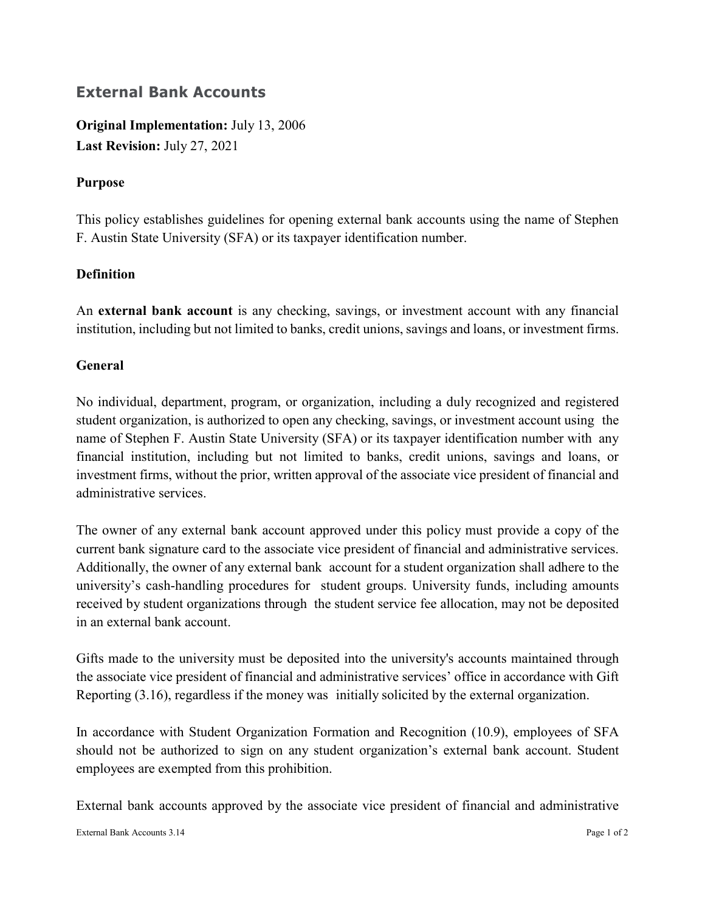# External Bank Accounts

**Original Implementation:** July 13, 2006
**Last Revision:** July 27, 2021

## Purpose

This policy establishes guidelines for opening external bank accounts using the name of Stephen F. Austin State University (SFA) or its taxpayer identification number.

## Definition

An **external bank account** is any checking, savings, or investment account with any financial institution, including but not limited to banks, credit unions, savings and loans, or investment firms.

## General

No individual, department, program, or organization, including a duly recognized and registered student organization, is authorized to open any checking, savings, or investment account using the name of Stephen F. Austin State University (SFA) or its taxpayer identification number with any financial institution, including but not limited to banks, credit unions, savings and loans, or investment firms, without the prior, written approval of the associate vice president of financial and administrative services.

The owner of any external bank account approved under this policy must provide a copy of the current bank signature card to the associate vice president of financial and administrative services. Additionally, the owner of any external bank account for a student organization shall adhere to the university's cash-handling procedures for student groups. University funds, including amounts received by student organizations through the student service fee allocation, may not be deposited in an external bank account.

Gifts made to the university must be deposited into the university's accounts maintained through the associate vice president of financial and administrative services' office in accordance with Gift Reporting (3.16), regardless if the money was initially solicited by the external organization.

In accordance with Student Organization Formation and Recognition (10.9), employees of SFA should not be authorized to sign on any student organization's external bank account. Student employees are exempted from this prohibition.

External bank accounts approved by the associate vice president of financial and administrative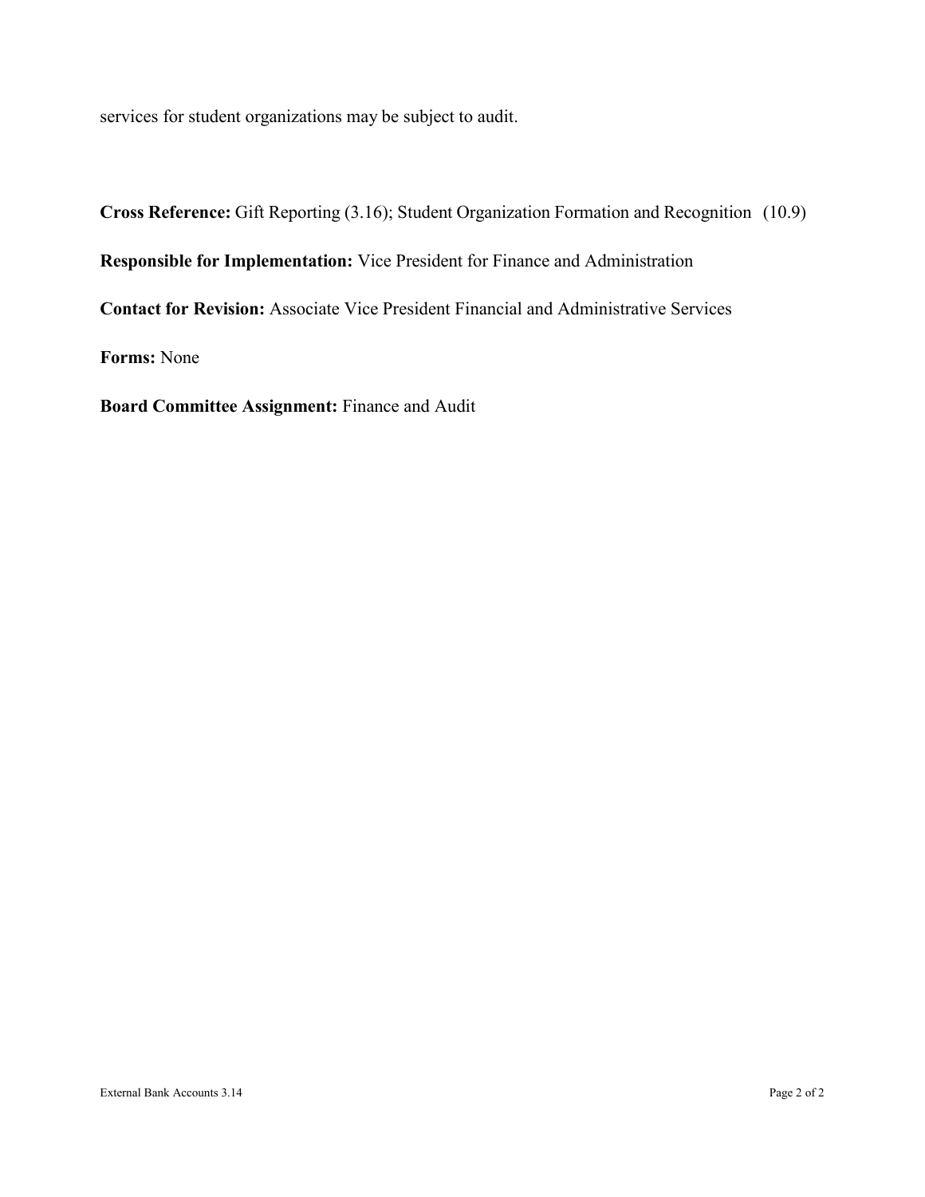services for student organizations may be subject to audit.

**Cross Reference:** Gift Reporting (3.16); Student Organization Formation and Recognition (10.9)

**Responsible for Implementation:** Vice President for Finance and Administration

**Contact for Revision:** Associate Vice President Financial and Administrative Services

**Forms:** None

**Board Committee Assignment:** Finance and Audit